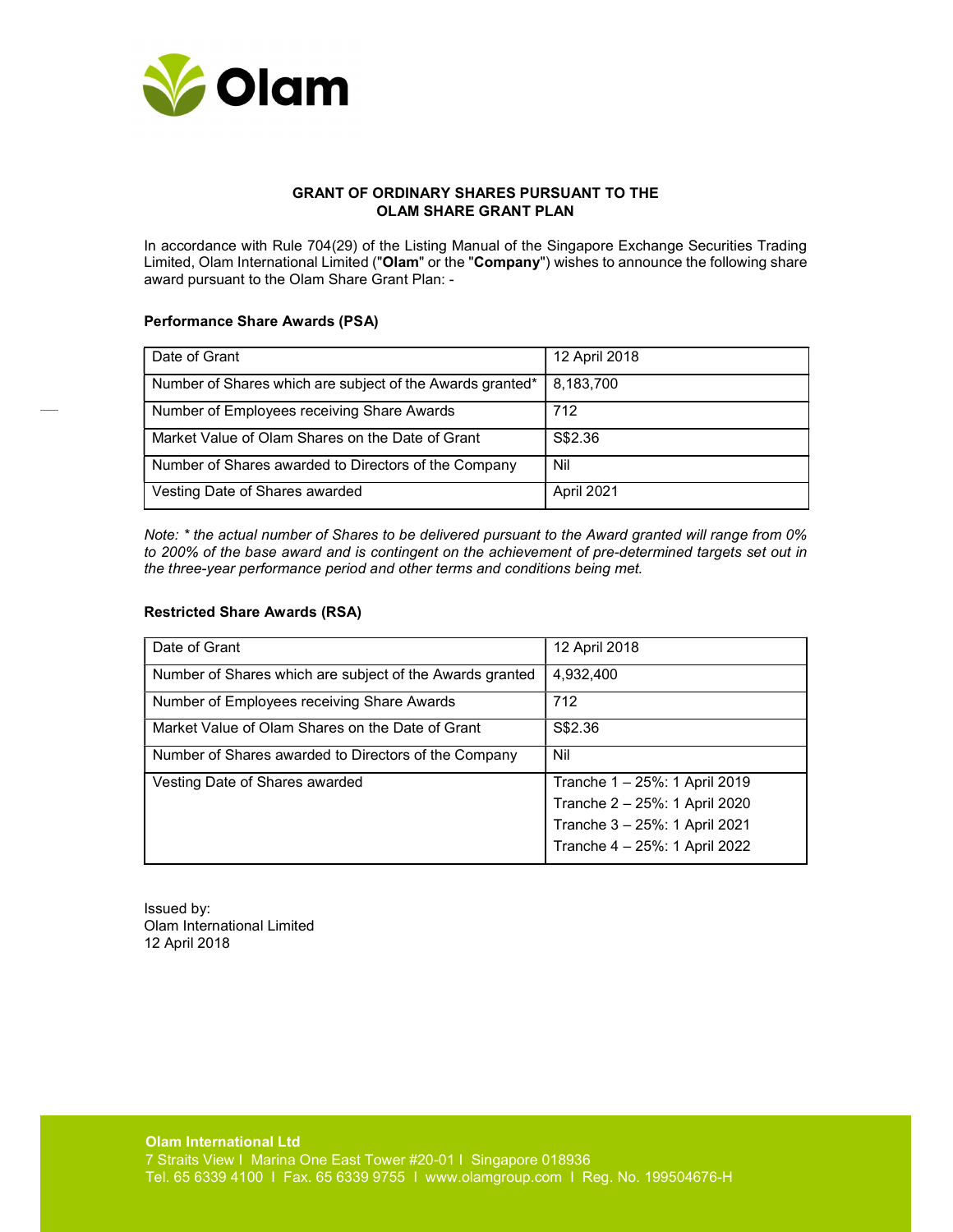# GRANT OF ORDINARY SHARES PURSUANT TO THE OLAM SHARE GRANT PLAN

In accordance with Rule 704(29) of the Listing Manual of the Singapore Exchange Securities Trading Limited, Olam International Limited ("**Olam**" or the "**Company**") wishes to announce the following share award pursuant to the Olam Share Grant Plan: -

### Performance Share Awards (PSA)

| Date of Grant | 12 April 2018 |
|---|---|
| Number of Shares which are subject of the Awards granted* | 8,183,700 |
| Number of Employees receiving Share Awards | 712 |
| Market Value of Olam Shares on the Date of Grant | S$2.36 |
| Number of Shares awarded to Directors of the Company | Nil |
| Vesting Date of Shares awarded | April 2021 |

*Note: * the actual number of Shares to be delivered pursuant to the Award granted will range from 0% to 200% of the base award and is contingent on the achievement of pre-determined targets set out in the three-year performance period and other terms and conditions being met.*

### Restricted Share Awards (RSA)

| Date of Grant | 12 April 2018 |
|---|---|
| Number of Shares which are subject of the Awards granted | 4,932,400 |
| Number of Employees receiving Share Awards | 712 |
| Market Value of Olam Shares on the Date of Grant | S$2.36 |
| Number of Shares awarded to Directors of the Company | Nil |
| Vesting Date of Shares awarded | Tranche 1 – 25%: 1 April 2019<br>Tranche 2 – 25%: 1 April 2020<br>Tranche 3 – 25%: 1 April 2021<br>Tranche 4 – 25%: 1 April 2022 |

Issued by:
Olam International Limited
12 April 2018

**Olam International Ltd**
7 Straits View I Marina One East Tower #20-01 I Singapore 018936
Tel. 65 6339 4100 I Fax. 65 6339 9755 I www.olamgroup.com I Reg. No. 199504676-H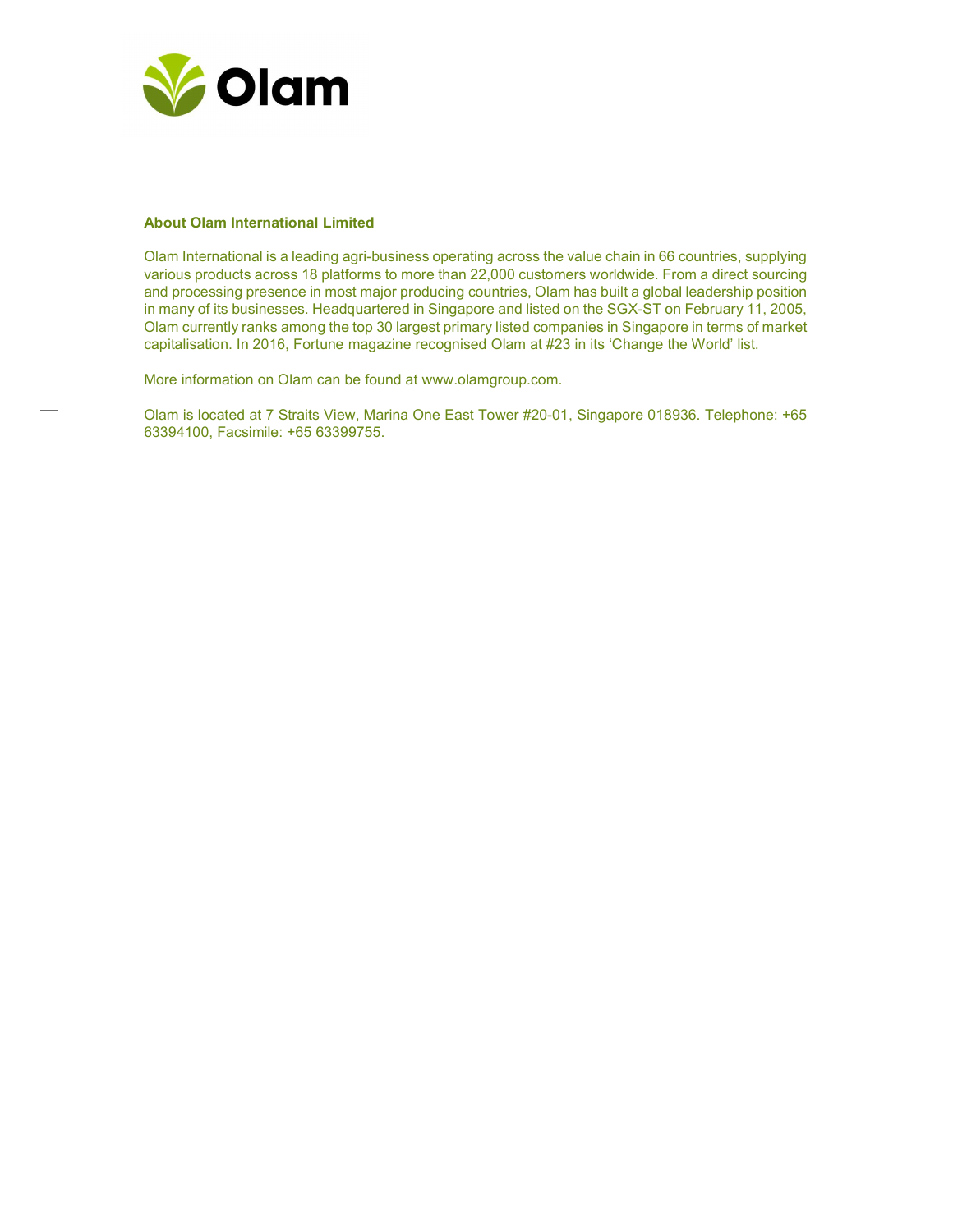## About Olam International Limited

Olam International is a leading agri-business operating across the value chain in 66 countries, supplying various products across 18 platforms to more than 22,000 customers worldwide. From a direct sourcing and processing presence in most major producing countries, Olam has built a global leadership position in many of its businesses. Headquartered in Singapore and listed on the SGX-ST on February 11, 2005, Olam currently ranks among the top 30 largest primary listed companies in Singapore in terms of market capitalisation. In 2016, Fortune magazine recognised Olam at #23 in its 'Change the World' list.

More information on Olam can be found at www.olamgroup.com.

Olam is located at 7 Straits View, Marina One East Tower #20-01, Singapore 018936. Telephone: +65 63394100, Facsimile: +65 63399755.